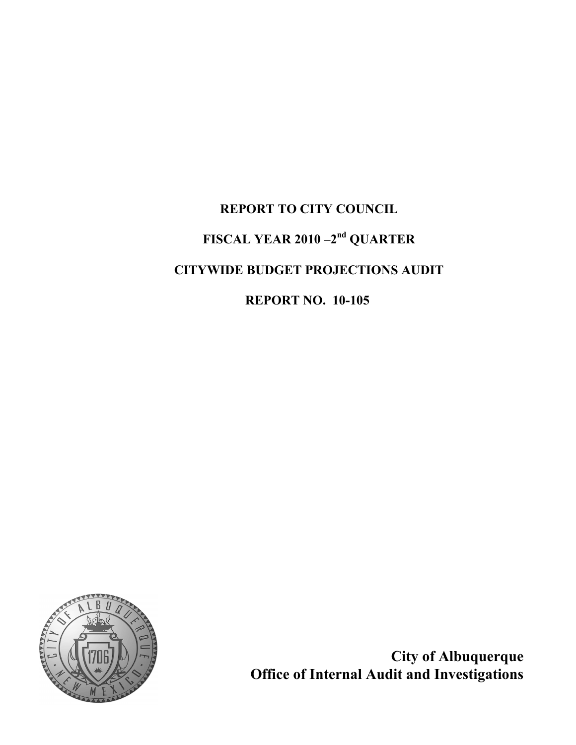**REPORT TO CITY COUNCIL**

**FISCAL YEAR 2010 –2nd QUARTER**

**CITYWIDE BUDGET PROJECTIONS AUDIT**

**REPORT NO. 10-105**

**City of Albuquerque**
**Office of Internal Audit and Investigations**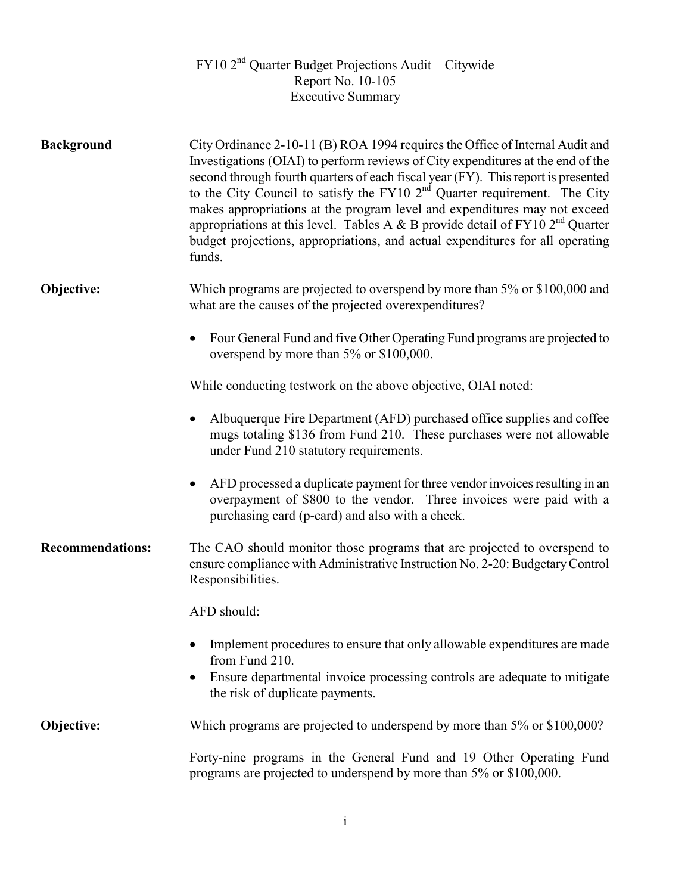# FY10 2nd Quarter Budget Projections Audit – Citywide
## Report No. 10-105
## Executive Summary

**Background**

City Ordinance 2-10-11 (B) ROA 1994 requires the Office of Internal Audit and Investigations (OIAI) to perform reviews of City expenditures at the end of the second through fourth quarters of each fiscal year (FY). This report is presented to the City Council to satisfy the FY10 2nd Quarter requirement. The City makes appropriations at the program level and expenditures may not exceed appropriations at this level. Tables A & B provide detail of FY10 2nd Quarter budget projections, appropriations, and actual expenditures for all operating funds.

**Objective:**

Which programs are projected to overspend by more than 5% or $100,000 and what are the causes of the projected overexpenditures?

- Four General Fund and five Other Operating Fund programs are projected to overspend by more than 5% or $100,000.

While conducting testwork on the above objective, OIAI noted:

- Albuquerque Fire Department (AFD) purchased office supplies and coffee mugs totaling $136 from Fund 210. These purchases were not allowable under Fund 210 statutory requirements.
- AFD processed a duplicate payment for three vendor invoices resulting in an overpayment of $800 to the vendor. Three invoices were paid with a purchasing card (p-card) and also with a check.

**Recommendations:**

The CAO should monitor those programs that are projected to overspend to ensure compliance with Administrative Instruction No. 2-20: Budgetary Control Responsibilities.

AFD should:

- Implement procedures to ensure that only allowable expenditures are made from Fund 210.
- Ensure departmental invoice processing controls are adequate to mitigate the risk of duplicate payments.

**Objective:**

Which programs are projected to underspend by more than 5% or $100,000?

Forty-nine programs in the General Fund and 19 Other Operating Fund programs are projected to underspend by more than 5% or $100,000.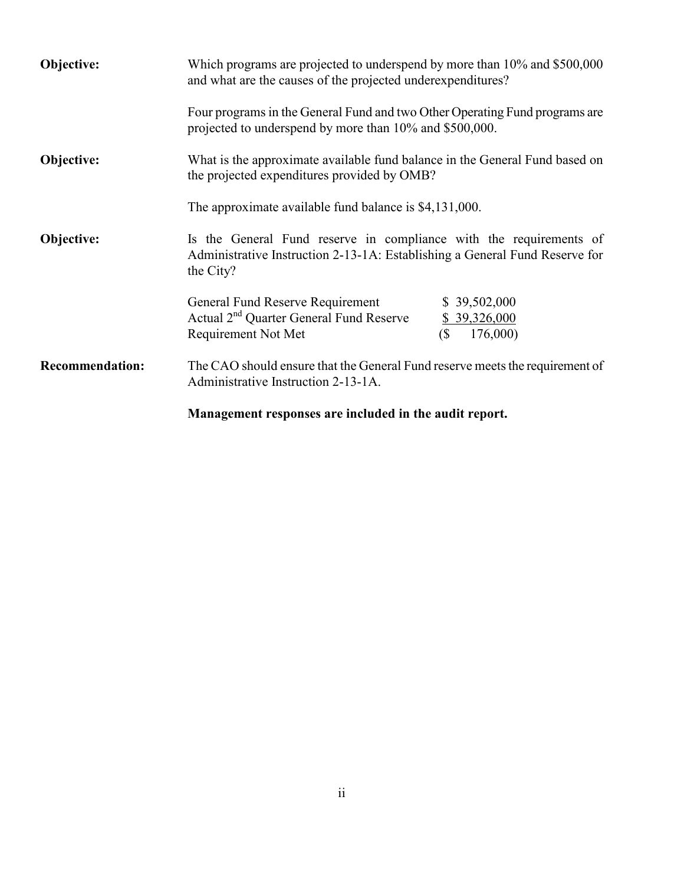**Objective:** Which programs are projected to underspend by more than 10% and \$500,000 and what are the causes of the projected underexpenditures?

Four programs in the General Fund and two Other Operating Fund programs are projected to underspend by more than 10% and \$500,000.

**Objective:** What is the approximate available fund balance in the General Fund based on the projected expenditures provided by OMB?

The approximate available fund balance is \$4,131,000.

**Objective:** Is the General Fund reserve in compliance with the requirements of Administrative Instruction 2-13-1A: Establishing a General Fund Reserve for the City?

| | |
|---|---|
| General Fund Reserve Requirement | \$ 39,502,000 |
| Actual 2nd Quarter General Fund Reserve | \$ 39,326,000 |
| Requirement Not Met | (\$ 176,000) |

**Recommendation:** The CAO should ensure that the General Fund reserve meets the requirement of Administrative Instruction 2-13-1A.

**Management responses are included in the audit report.**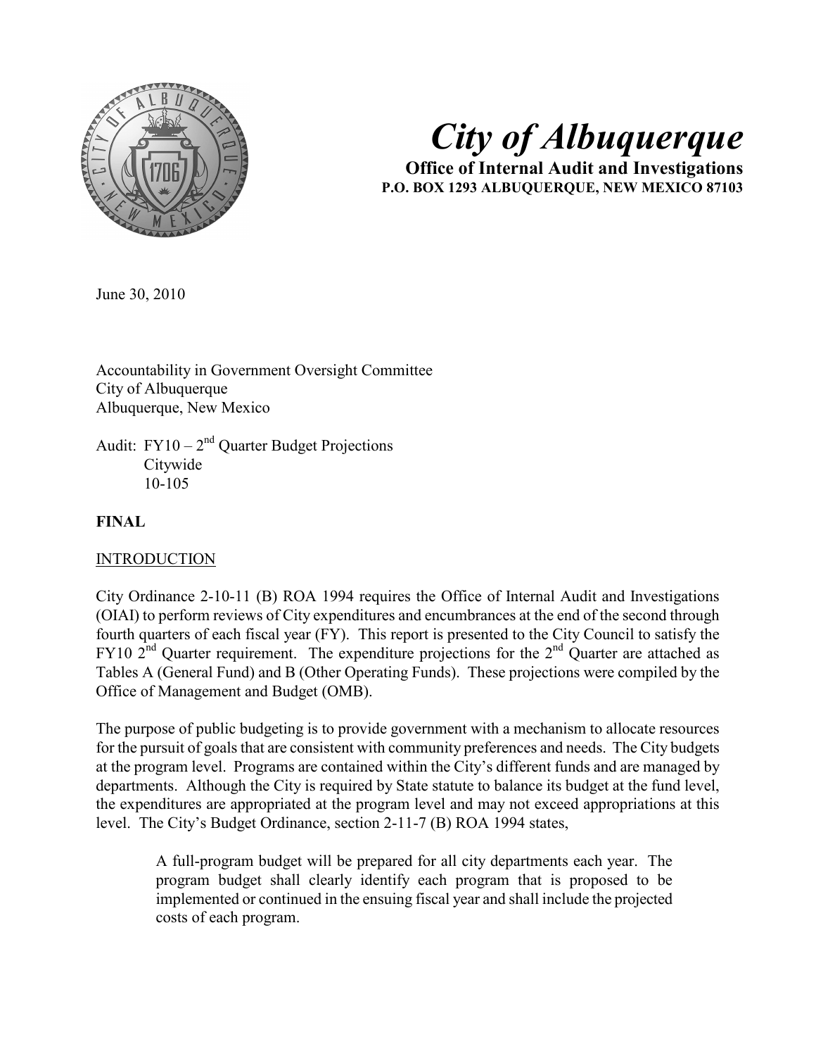# *City of Albuquerque*

**Office of Internal Audit and Investigations**
**P.O. BOX 1293 ALBUQUERQUE, NEW MEXICO 87103**

June 30, 2010

Accountability in Government Oversight Committee
City of Albuquerque
Albuquerque, New Mexico

Audit: FY10 – 2nd Quarter Budget Projections
Citywide
10-105

**FINAL**

INTRODUCTION

City Ordinance 2-10-11 (B) ROA 1994 requires the Office of Internal Audit and Investigations (OIAI) to perform reviews of City expenditures and encumbrances at the end of the second through fourth quarters of each fiscal year (FY). This report is presented to the City Council to satisfy the FY10 2nd Quarter requirement. The expenditure projections for the 2nd Quarter are attached as Tables A (General Fund) and B (Other Operating Funds). These projections were compiled by the Office of Management and Budget (OMB).

The purpose of public budgeting is to provide government with a mechanism to allocate resources for the pursuit of goals that are consistent with community preferences and needs. The City budgets at the program level. Programs are contained within the City's different funds and are managed by departments. Although the City is required by State statute to balance its budget at the fund level, the expenditures are appropriated at the program level and may not exceed appropriations at this level. The City's Budget Ordinance, section 2-11-7 (B) ROA 1994 states,

> A full-program budget will be prepared for all city departments each year. The program budget shall clearly identify each program that is proposed to be implemented or continued in the ensuing fiscal year and shall include the projected costs of each program.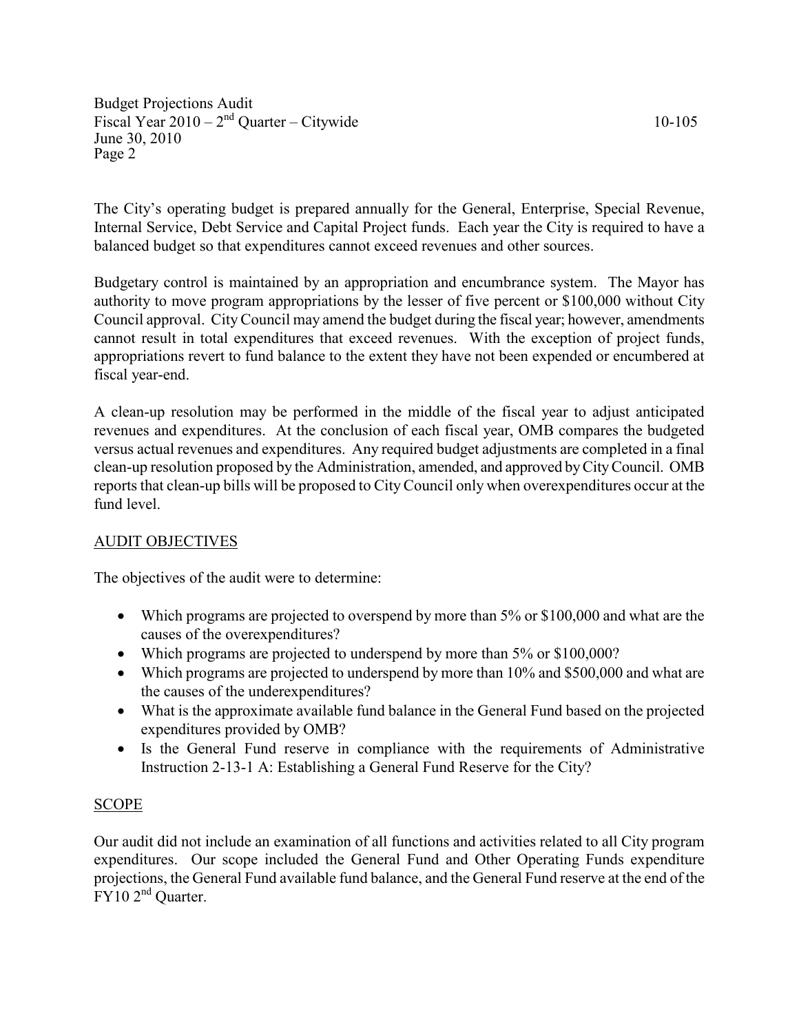The City's operating budget is prepared annually for the General, Enterprise, Special Revenue, Internal Service, Debt Service and Capital Project funds. Each year the City is required to have a balanced budget so that expenditures cannot exceed revenues and other sources.

Budgetary control is maintained by an appropriation and encumbrance system. The Mayor has authority to move program appropriations by the lesser of five percent or \$100,000 without City Council approval. City Council may amend the budget during the fiscal year; however, amendments cannot result in total expenditures that exceed revenues. With the exception of project funds, appropriations revert to fund balance to the extent they have not been expended or encumbered at fiscal year-end.

A clean-up resolution may be performed in the middle of the fiscal year to adjust anticipated revenues and expenditures. At the conclusion of each fiscal year, OMB compares the budgeted versus actual revenues and expenditures. Any required budget adjustments are completed in a final clean-up resolution proposed by the Administration, amended, and approved by City Council. OMB reports that clean-up bills will be proposed to City Council only when overexpenditures occur at the fund level.

## AUDIT OBJECTIVES

The objectives of the audit were to determine:

- Which programs are projected to overspend by more than 5% or \$100,000 and what are the causes of the overexpenditures?
- Which programs are projected to underspend by more than 5% or \$100,000?
- Which programs are projected to underspend by more than 10% and \$500,000 and what are the causes of the underexpenditures?
- What is the approximate available fund balance in the General Fund based on the projected expenditures provided by OMB?
- Is the General Fund reserve in compliance with the requirements of Administrative Instruction 2-13-1 A: Establishing a General Fund Reserve for the City?

## SCOPE

Our audit did not include an examination of all functions and activities related to all City program expenditures. Our scope included the General Fund and Other Operating Funds expenditure projections, the General Fund available fund balance, and the General Fund reserve at the end of the FY10 2nd Quarter.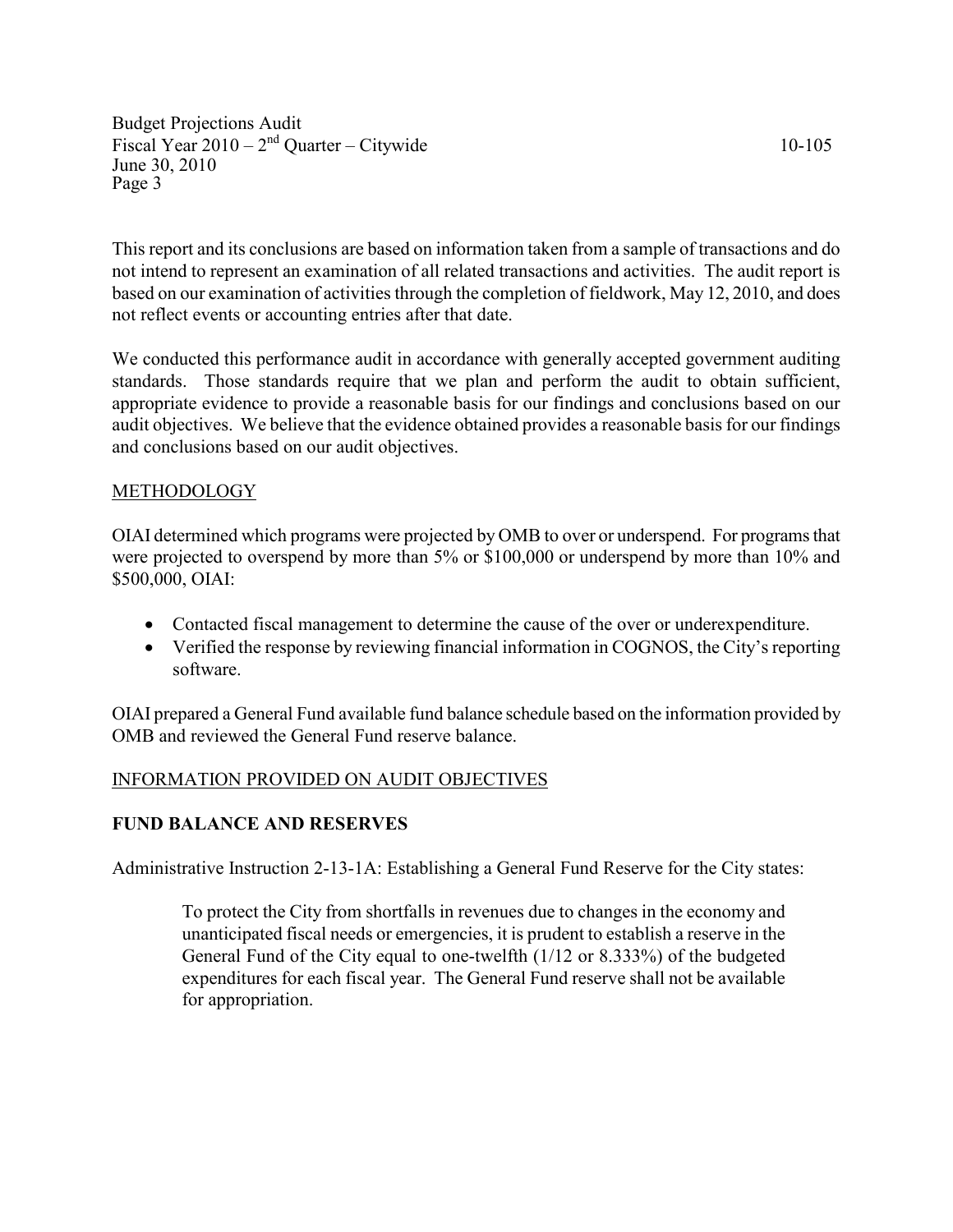This report and its conclusions are based on information taken from a sample of transactions and do not intend to represent an examination of all related transactions and activities. The audit report is based on our examination of activities through the completion of fieldwork, May 12, 2010, and does not reflect events or accounting entries after that date.

We conducted this performance audit in accordance with generally accepted government auditing standards. Those standards require that we plan and perform the audit to obtain sufficient, appropriate evidence to provide a reasonable basis for our findings and conclusions based on our audit objectives. We believe that the evidence obtained provides a reasonable basis for our findings and conclusions based on our audit objectives.

## METHODOLOGY

OIAI determined which programs were projected by OMB to over or underspend. For programs that were projected to overspend by more than 5% or $100,000 or underspend by more than 10% and $500,000, OIAI:

- Contacted fiscal management to determine the cause of the over or underexpenditure.
- Verified the response by reviewing financial information in COGNOS, the City's reporting software.

OIAI prepared a General Fund available fund balance schedule based on the information provided by OMB and reviewed the General Fund reserve balance.

## INFORMATION PROVIDED ON AUDIT OBJECTIVES

### FUND BALANCE AND RESERVES

Administrative Instruction 2-13-1A: Establishing a General Fund Reserve for the City states:

> To protect the City from shortfalls in revenues due to changes in the economy and unanticipated fiscal needs or emergencies, it is prudent to establish a reserve in the General Fund of the City equal to one-twelfth (1/12 or 8.333%) of the budgeted expenditures for each fiscal year. The General Fund reserve shall not be available for appropriation.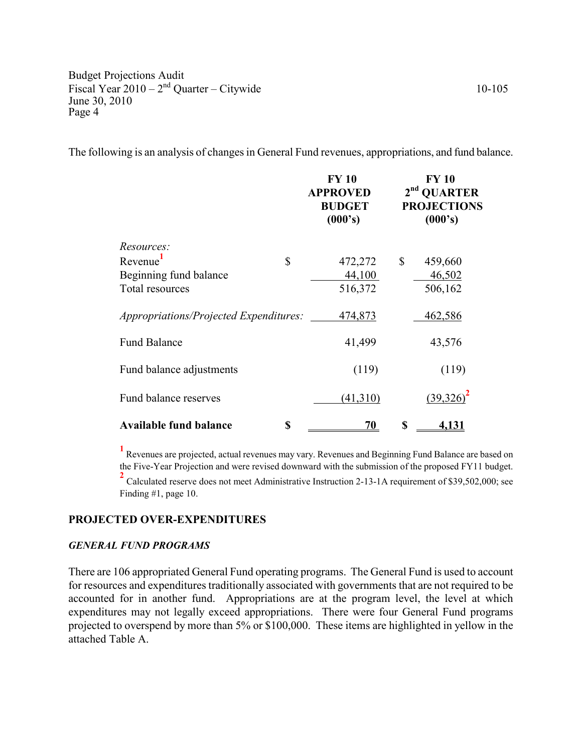The following is an analysis of changes in General Fund revenues, appropriations, and fund balance.

| | FY 10 APPROVED BUDGET (000's) | FY 10 2nd QUARTER PROJECTIONS (000's) |
|---|---|---|
| *Resources:* | | |
| Revenue[1] | $ 472,272 | $ 459,660 |
| Beginning fund balance | 44,100 | 46,502 |
| Total resources | 516,372 | 506,162 |
| *Appropriations/Projected Expenditures:* | 474,873 | 462,586 |
| Fund Balance | 41,499 | 43,576 |
| Fund balance adjustments | (119) | (119) |
| Fund balance reserves | (41,310) | (39,326)[2] |
| **Available fund balance** | **$ 70** | **$ 4,131** |

[1] Revenues are projected, actual revenues may vary. Revenues and Beginning Fund Balance are based on the Five-Year Projection and were revised downward with the submission of the proposed FY11 budget.

[2] Calculated reserve does not meet Administrative Instruction 2-13-1A requirement of $39,502,000; see Finding #1, page 10.

## PROJECTED OVER-EXPENDITURES

### *GENERAL FUND PROGRAMS*

There are 106 appropriated General Fund operating programs. The General Fund is used to account for resources and expenditures traditionally associated with governments that are not required to be accounted for in another fund. Appropriations are at the program level, the level at which expenditures may not legally exceed appropriations. There were four General Fund programs projected to overspend by more than 5% or $100,000. These items are highlighted in yellow in the attached Table A.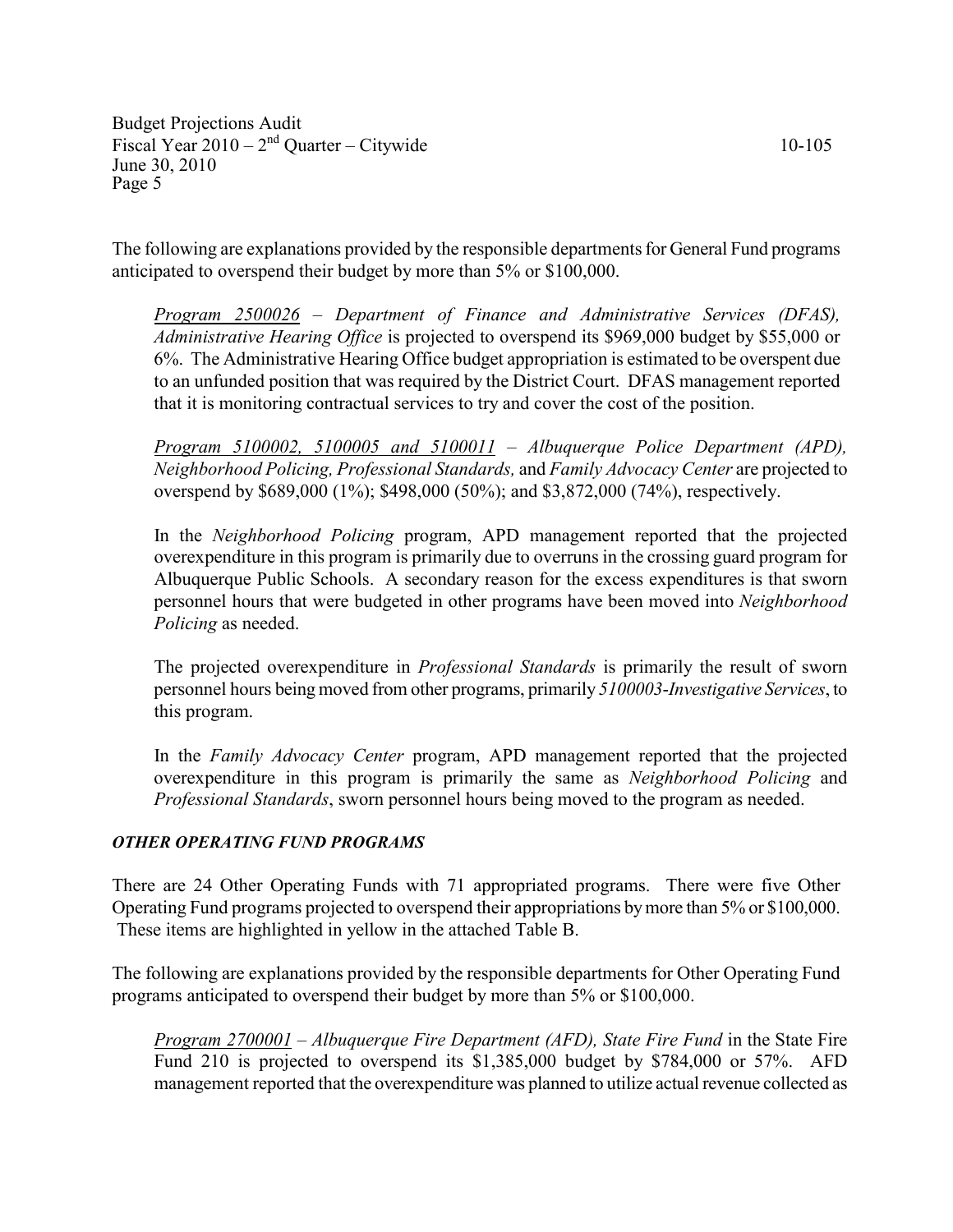The following are explanations provided by the responsible departments for General Fund programs anticipated to overspend their budget by more than 5% or $100,000.

> *<u>Program 2500026</u> – Department of Finance and Administrative Services (DFAS), Administrative Hearing Office* is projected to overspend its $969,000 budget by $55,000 or 6%. The Administrative Hearing Office budget appropriation is estimated to be overspent due to an unfunded position that was required by the District Court. DFAS management reported that it is monitoring contractual services to try and cover the cost of the position.
>
> *<u>Program 5100002, 5100005 and 5100011</u> – Albuquerque Police Department (APD), Neighborhood Policing, Professional Standards,* and *Family Advocacy Center* are projected to overspend by $689,000 (1%); $498,000 (50%); and $3,872,000 (74%), respectively.
>
> In the *Neighborhood Policing* program, APD management reported that the projected overexpenditure in this program is primarily due to overruns in the crossing guard program for Albuquerque Public Schools. A secondary reason for the excess expenditures is that sworn personnel hours that were budgeted in other programs have been moved into *Neighborhood Policing* as needed.
>
> The projected overexpenditure in *Professional Standards* is primarily the result of sworn personnel hours being moved from other programs, primarily *5100003-Investigative Services*, to this program.
>
> In the *Family Advocacy Center* program, APD management reported that the projected overexpenditure in this program is primarily the same as *Neighborhood Policing* and *Professional Standards*, sworn personnel hours being moved to the program as needed.

### *OTHER OPERATING FUND PROGRAMS*

There are 24 Other Operating Funds with 71 appropriated programs. There were five Other Operating Fund programs projected to overspend their appropriations by more than 5% or $100,000. These items are highlighted in yellow in the attached Table B.

The following are explanations provided by the responsible departments for Other Operating Fund programs anticipated to overspend their budget by more than 5% or $100,000.

> *<u>Program 2700001</u> – Albuquerque Fire Department (AFD), State Fire Fund* in the State Fire Fund 210 is projected to overspend its $1,385,000 budget by $784,000 or 57%. AFD management reported that the overexpenditure was planned to utilize actual revenue collected as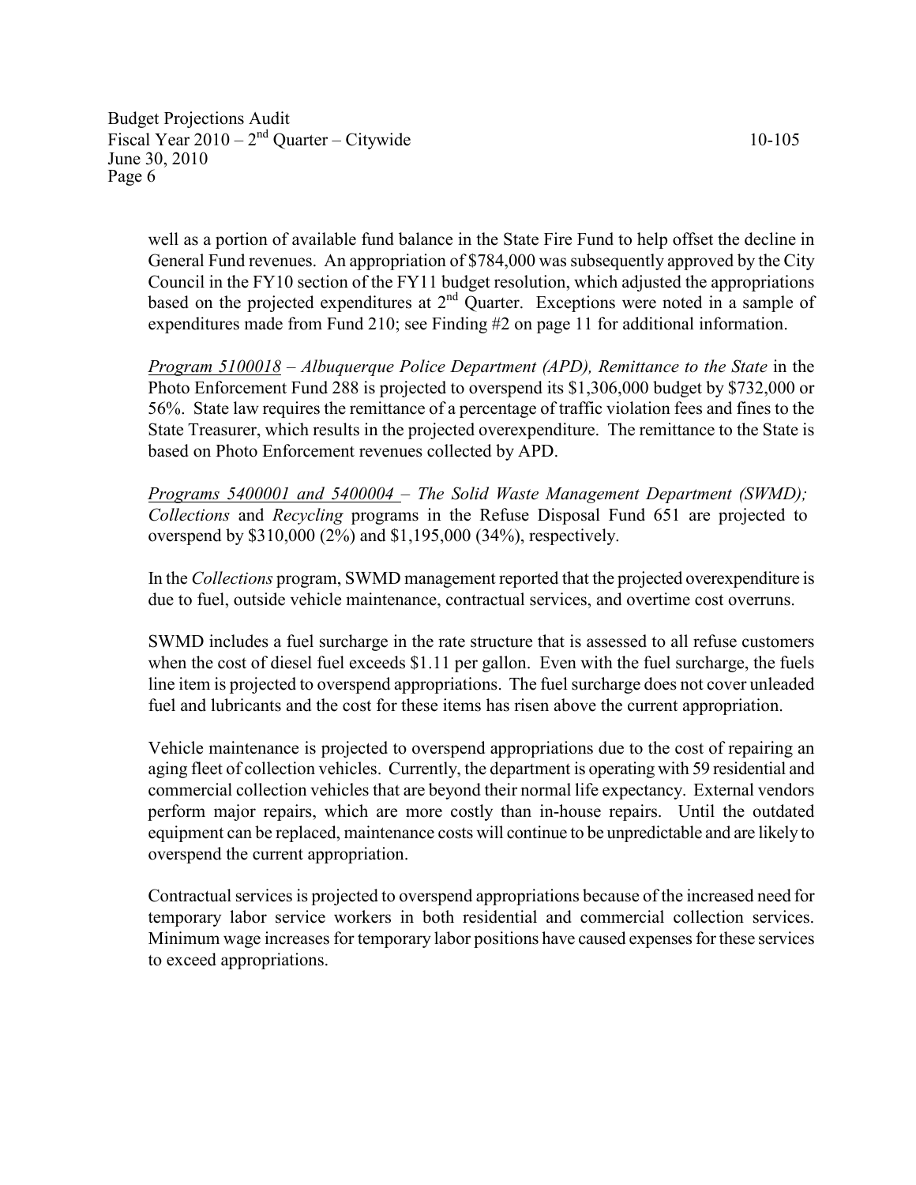well as a portion of available fund balance in the State Fire Fund to help offset the decline in General Fund revenues. An appropriation of $784,000 was subsequently approved by the City Council in the FY10 section of the FY11 budget resolution, which adjusted the appropriations based on the projected expenditures at 2nd Quarter. Exceptions were noted in a sample of expenditures made from Fund 210; see Finding #2 on page 11 for additional information.

*Program 5100018* – *Albuquerque Police Department (APD), Remittance to the State* in the Photo Enforcement Fund 288 is projected to overspend its $1,306,000 budget by $732,000 or 56%. State law requires the remittance of a percentage of traffic violation fees and fines to the State Treasurer, which results in the projected overexpenditure. The remittance to the State is based on Photo Enforcement revenues collected by APD.

*Programs 5400001 and 5400004* – *The Solid Waste Management Department (SWMD); Collections* and *Recycling* programs in the Refuse Disposal Fund 651 are projected to overspend by $310,000 (2%) and $1,195,000 (34%), respectively.

In the *Collections* program, SWMD management reported that the projected overexpenditure is due to fuel, outside vehicle maintenance, contractual services, and overtime cost overruns.

SWMD includes a fuel surcharge in the rate structure that is assessed to all refuse customers when the cost of diesel fuel exceeds $1.11 per gallon. Even with the fuel surcharge, the fuels line item is projected to overspend appropriations. The fuel surcharge does not cover unleaded fuel and lubricants and the cost for these items has risen above the current appropriation.

Vehicle maintenance is projected to overspend appropriations due to the cost of repairing an aging fleet of collection vehicles. Currently, the department is operating with 59 residential and commercial collection vehicles that are beyond their normal life expectancy. External vendors perform major repairs, which are more costly than in-house repairs. Until the outdated equipment can be replaced, maintenance costs will continue to be unpredictable and are likely to overspend the current appropriation.

Contractual services is projected to overspend appropriations because of the increased need for temporary labor service workers in both residential and commercial collection services. Minimum wage increases for temporary labor positions have caused expenses for these services to exceed appropriations.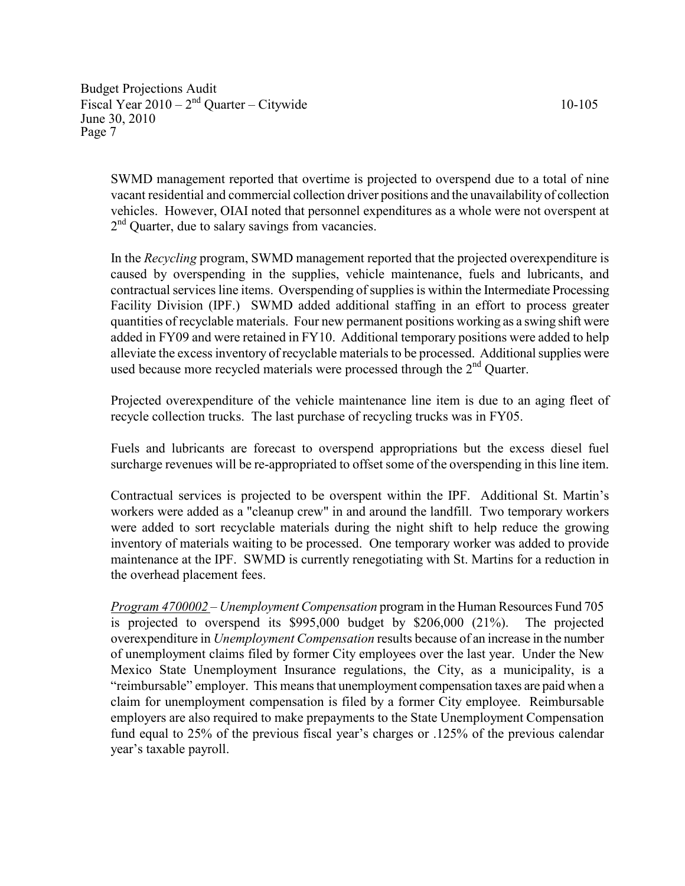SWMD management reported that overtime is projected to overspend due to a total of nine vacant residential and commercial collection driver positions and the unavailability of collection vehicles. However, OIAI noted that personnel expenditures as a whole were not overspent at 2nd Quarter, due to salary savings from vacancies.

In the *Recycling* program, SWMD management reported that the projected overexpenditure is caused by overspending in the supplies, vehicle maintenance, fuels and lubricants, and contractual services line items. Overspending of supplies is within the Intermediate Processing Facility Division (IPF.) SWMD added additional staffing in an effort to process greater quantities of recyclable materials. Four new permanent positions working as a swing shift were added in FY09 and were retained in FY10. Additional temporary positions were added to help alleviate the excess inventory of recyclable materials to be processed. Additional supplies were used because more recycled materials were processed through the 2nd Quarter.

Projected overexpenditure of the vehicle maintenance line item is due to an aging fleet of recycle collection trucks. The last purchase of recycling trucks was in FY05.

Fuels and lubricants are forecast to overspend appropriations but the excess diesel fuel surcharge revenues will be re-appropriated to offset some of the overspending in this line item.

Contractual services is projected to be overspent within the IPF. Additional St. Martin's workers were added as a "cleanup crew" in and around the landfill. Two temporary workers were added to sort recyclable materials during the night shift to help reduce the growing inventory of materials waiting to be processed. One temporary worker was added to provide maintenance at the IPF. SWMD is currently renegotiating with St. Martins for a reduction in the overhead placement fees.

*Program 4700002 – Unemployment Compensation* program in the Human Resources Fund 705 is projected to overspend its $995,000 budget by $206,000 (21%). The projected overexpenditure in *Unemployment Compensation* results because of an increase in the number of unemployment claims filed by former City employees over the last year. Under the New Mexico State Unemployment Insurance regulations, the City, as a municipality, is a "reimbursable" employer. This means that unemployment compensation taxes are paid when a claim for unemployment compensation is filed by a former City employee. Reimbursable employers are also required to make prepayments to the State Unemployment Compensation fund equal to 25% of the previous fiscal year's charges or .125% of the previous calendar year's taxable payroll.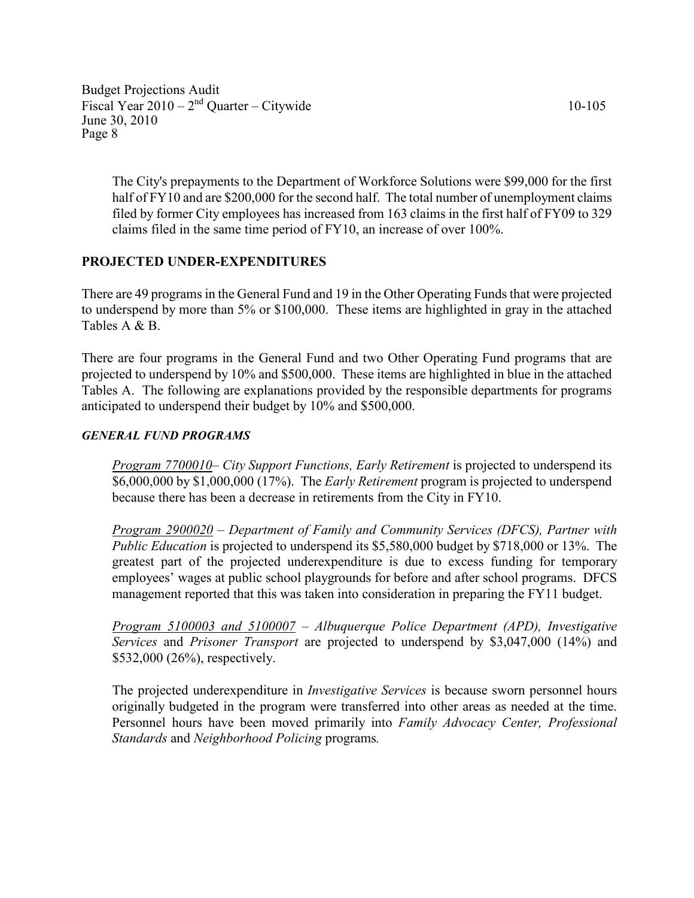The City's prepayments to the Department of Workforce Solutions were $99,000 for the first half of FY10 and are $200,000 for the second half. The total number of unemployment claims filed by former City employees has increased from 163 claims in the first half of FY09 to 329 claims filed in the same time period of FY10, an increase of over 100%.

## PROJECTED UNDER-EXPENDITURES

There are 49 programs in the General Fund and 19 in the Other Operating Funds that were projected to underspend by more than 5% or $100,000. These items are highlighted in gray in the attached Tables A & B.

There are four programs in the General Fund and two Other Operating Fund programs that are projected to underspend by 10% and $500,000. These items are highlighted in blue in the attached Tables A. The following are explanations provided by the responsible departments for programs anticipated to underspend their budget by 10% and $500,000.

### *GENERAL FUND PROGRAMS*

<u>*Program 7700010*</u>– *City Support Functions, Early Retirement* is projected to underspend its $6,000,000 by $1,000,000 (17%). The *Early Retirement* program is projected to underspend because there has been a decrease in retirements from the City in FY10.

<u>*Program 2900020*</u> – *Department of Family and Community Services (DFCS), Partner with Public Education* is projected to underspend its $5,580,000 budget by $718,000 or 13%. The greatest part of the projected underexpenditure is due to excess funding for temporary employees' wages at public school playgrounds for before and after school programs. DFCS management reported that this was taken into consideration in preparing the FY11 budget.

<u>*Program 5100003 and 5100007*</u> – *Albuquerque Police Department (APD), Investigative Services* and *Prisoner Transport* are projected to underspend by $3,047,000 (14%) and $532,000 (26%), respectively.

The projected underexpenditure in *Investigative Services* is because sworn personnel hours originally budgeted in the program were transferred into other areas as needed at the time. Personnel hours have been moved primarily into *Family Advocacy Center, Professional Standards* and *Neighborhood Policing* programs.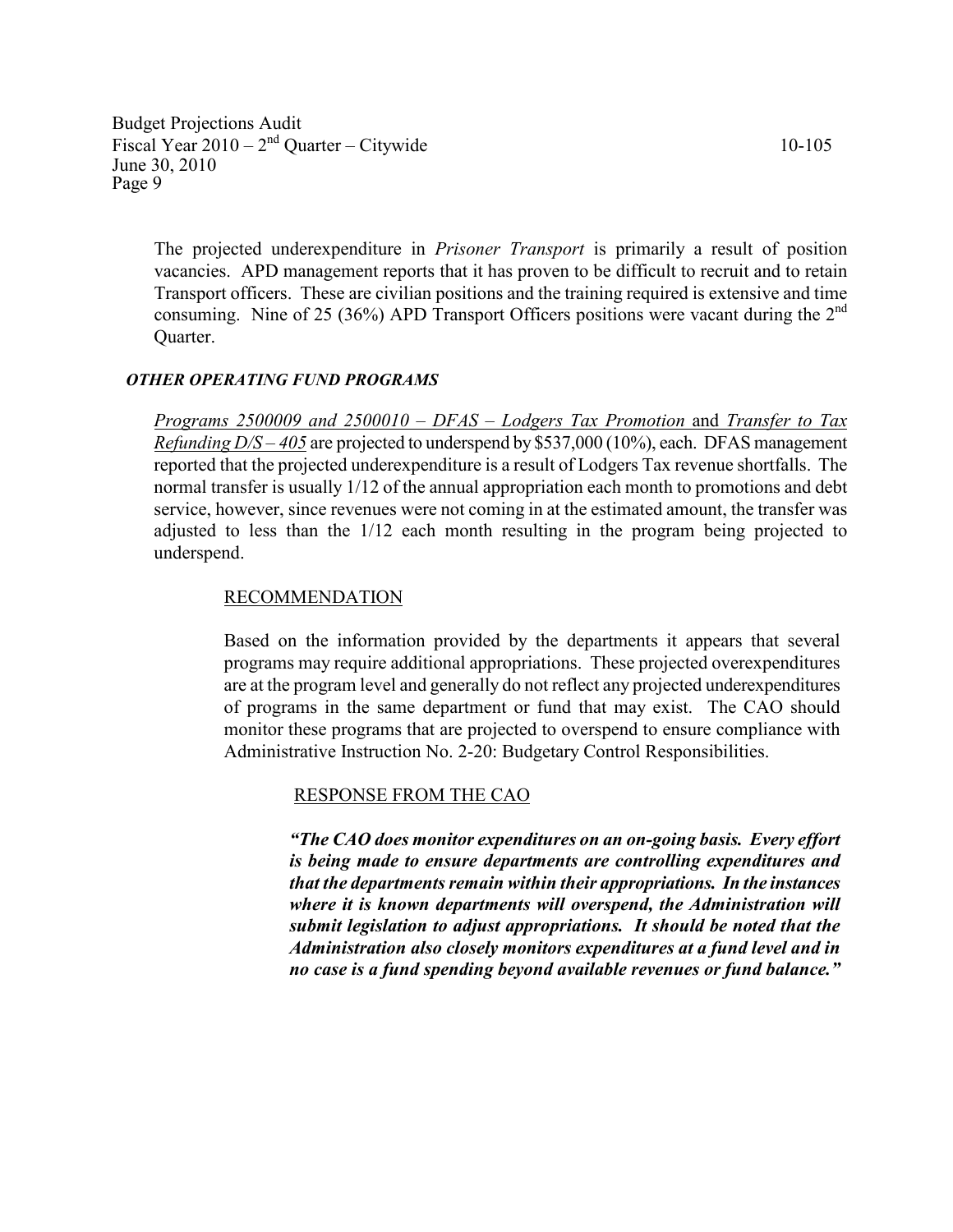The projected underexpenditure in *Prisoner Transport* is primarily a result of position vacancies. APD management reports that it has proven to be difficult to recruit and to retain Transport officers. These are civilian positions and the training required is extensive and time consuming. Nine of 25 (36%) APD Transport Officers positions were vacant during the 2nd Quarter.

***OTHER OPERATING FUND PROGRAMS***

*Programs 2500009 and 2500010 – DFAS – Lodgers Tax Promotion* and *Transfer to Tax Refunding D/S – 405* are projected to underspend by $537,000 (10%), each. DFAS management reported that the projected underexpenditure is a result of Lodgers Tax revenue shortfalls. The normal transfer is usually 1/12 of the annual appropriation each month to promotions and debt service, however, since revenues were not coming in at the estimated amount, the transfer was adjusted to less than the 1/12 each month resulting in the program being projected to underspend.

RECOMMENDATION

Based on the information provided by the departments it appears that several programs may require additional appropriations. These projected overexpenditures are at the program level and generally do not reflect any projected underexpenditures of programs in the same department or fund that may exist. The CAO should monitor these programs that are projected to overspend to ensure compliance with Administrative Instruction No. 2-20: Budgetary Control Responsibilities.

RESPONSE FROM THE CAO

***"The CAO does monitor expenditures on an on-going basis. Every effort is being made to ensure departments are controlling expenditures and that the departments remain within their appropriations. In the instances where it is known departments will overspend, the Administration will submit legislation to adjust appropriations. It should be noted that the Administration also closely monitors expenditures at a fund level and in no case is a fund spending beyond available revenues or fund balance."***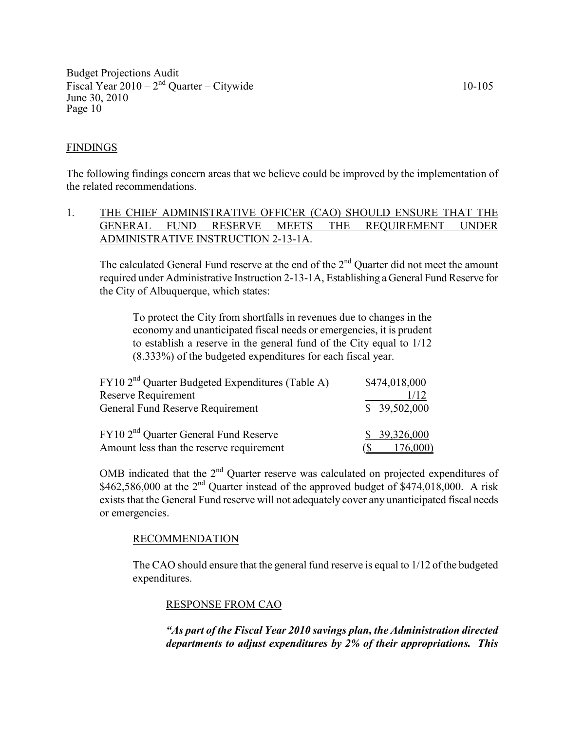## FINDINGS

The following findings concern areas that we believe could be improved by the implementation of the related recommendations.

1. THE CHIEF ADMINISTRATIVE OFFICER (CAO) SHOULD ENSURE THAT THE GENERAL FUND RESERVE MEETS THE REQUIREMENT UNDER ADMINISTRATIVE INSTRUCTION 2-13-1A.

   The calculated General Fund reserve at the end of the 2nd Quarter did not meet the amount required under Administrative Instruction 2-13-1A, Establishing a General Fund Reserve for the City of Albuquerque, which states:

   > To protect the City from shortfalls in revenues due to changes in the economy and unanticipated fiscal needs or emergencies, it is prudent to establish a reserve in the general fund of the City equal to 1/12 (8.333%) of the budgeted expenditures for each fiscal year.

   | | |
   |---|---|
   | FY10 2nd Quarter Budgeted Expenditures (Table A) | $474,018,000 |
   | Reserve Requirement | 1/12 |
   | General Fund Reserve Requirement | $ 39,502,000 |
   | | |
   | FY10 2nd Quarter General Fund Reserve | $ 39,326,000 |
   | Amount less than the reserve requirement | ($ 176,000) |

   OMB indicated that the 2nd Quarter reserve was calculated on projected expenditures of $462,586,000 at the 2nd Quarter instead of the approved budget of $474,018,000. A risk exists that the General Fund reserve will not adequately cover any unanticipated fiscal needs or emergencies.

   RECOMMENDATION

   The CAO should ensure that the general fund reserve is equal to 1/12 of the budgeted expenditures.

   RESPONSE FROM CAO

   ***"As part of the Fiscal Year 2010 savings plan, the Administration directed departments to adjust expenditures by 2% of their appropriations. This***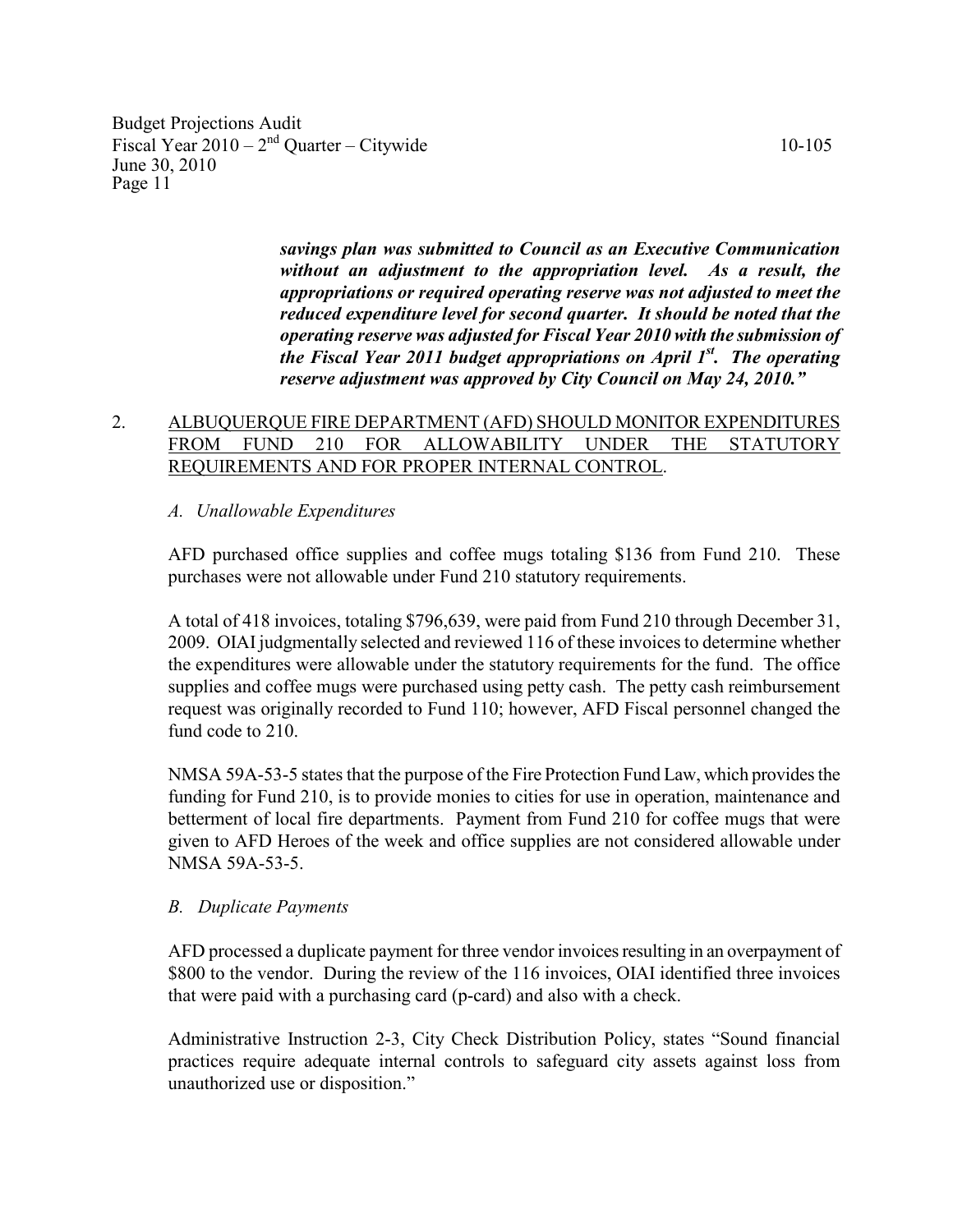***savings plan was submitted to Council as an Executive Communication without an adjustment to the appropriation level. As a result, the appropriations or required operating reserve was not adjusted to meet the reduced expenditure level for second quarter. It should be noted that the operating reserve was adjusted for Fiscal Year 2010 with the submission of the Fiscal Year 2011 budget appropriations on April 1st. The operating reserve adjustment was approved by City Council on May 24, 2010."***

2. <u>ALBUQUERQUE FIRE DEPARTMENT (AFD) SHOULD MONITOR EXPENDITURES FROM FUND 210 FOR ALLOWABILITY UNDER THE STATUTORY REQUIREMENTS AND FOR PROPER INTERNAL CONTROL</u>.

   *A. Unallowable Expenditures*

   AFD purchased office supplies and coffee mugs totaling $136 from Fund 210. These purchases were not allowable under Fund 210 statutory requirements.

   A total of 418 invoices, totaling $796,639, were paid from Fund 210 through December 31, 2009. OIAI judgmentally selected and reviewed 116 of these invoices to determine whether the expenditures were allowable under the statutory requirements for the fund. The office supplies and coffee mugs were purchased using petty cash. The petty cash reimbursement request was originally recorded to Fund 110; however, AFD Fiscal personnel changed the fund code to 210.

   NMSA 59A-53-5 states that the purpose of the Fire Protection Fund Law, which provides the funding for Fund 210, is to provide monies to cities for use in operation, maintenance and betterment of local fire departments. Payment from Fund 210 for coffee mugs that were given to AFD Heroes of the week and office supplies are not considered allowable under NMSA 59A-53-5.

   *B. Duplicate Payments*

   AFD processed a duplicate payment for three vendor invoices resulting in an overpayment of $800 to the vendor. During the review of the 116 invoices, OIAI identified three invoices that were paid with a purchasing card (p-card) and also with a check.

   Administrative Instruction 2-3, City Check Distribution Policy, states "Sound financial practices require adequate internal controls to safeguard city assets against loss from unauthorized use or disposition."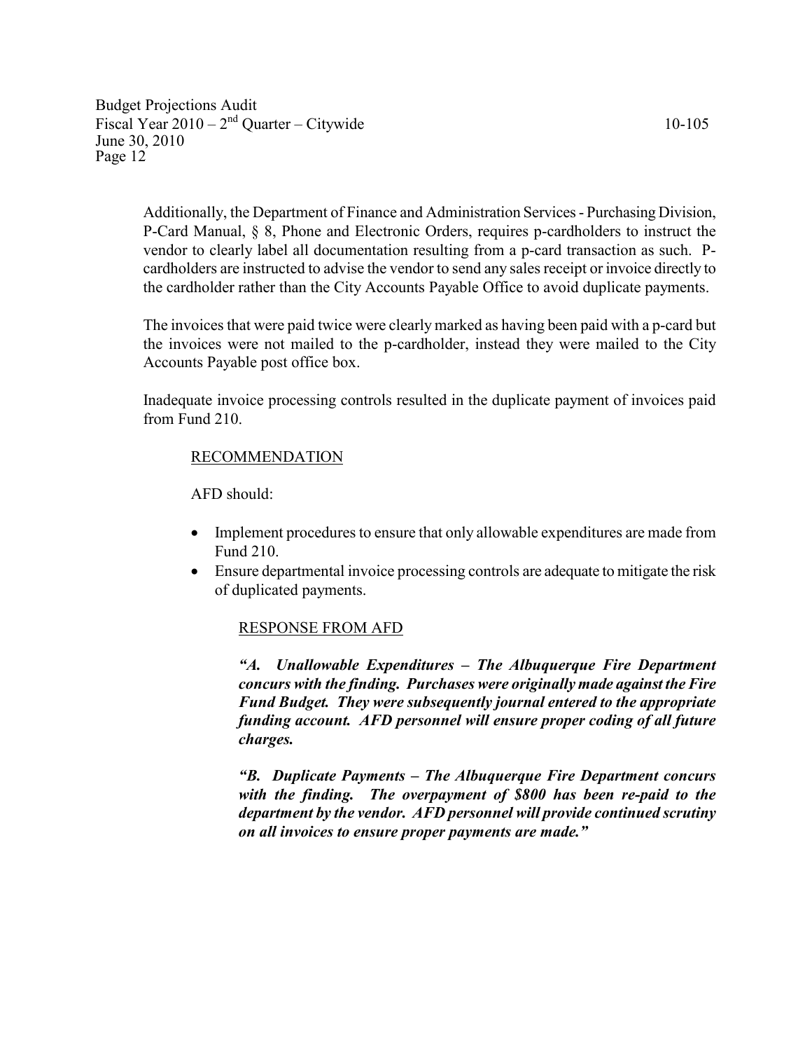Additionally, the Department of Finance and Administration Services - Purchasing Division, P-Card Manual, § 8, Phone and Electronic Orders, requires p-cardholders to instruct the vendor to clearly label all documentation resulting from a p-card transaction as such. P-cardholders are instructed to advise the vendor to send any sales receipt or invoice directly to the cardholder rather than the City Accounts Payable Office to avoid duplicate payments.

The invoices that were paid twice were clearly marked as having been paid with a p-card but the invoices were not mailed to the p-cardholder, instead they were mailed to the City Accounts Payable post office box.

Inadequate invoice processing controls resulted in the duplicate payment of invoices paid from Fund 210.

RECOMMENDATION

AFD should:

- Implement procedures to ensure that only allowable expenditures are made from Fund 210.
- Ensure departmental invoice processing controls are adequate to mitigate the risk of duplicated payments.

RESPONSE FROM AFD

***"A. Unallowable Expenditures – The Albuquerque Fire Department concurs with the finding. Purchases were originally made against the Fire Fund Budget. They were subsequently journal entered to the appropriate funding account. AFD personnel will ensure proper coding of all future charges.***

***"B. Duplicate Payments – The Albuquerque Fire Department concurs with the finding. The overpayment of $800 has been re-paid to the department by the vendor. AFD personnel will provide continued scrutiny on all invoices to ensure proper payments are made."***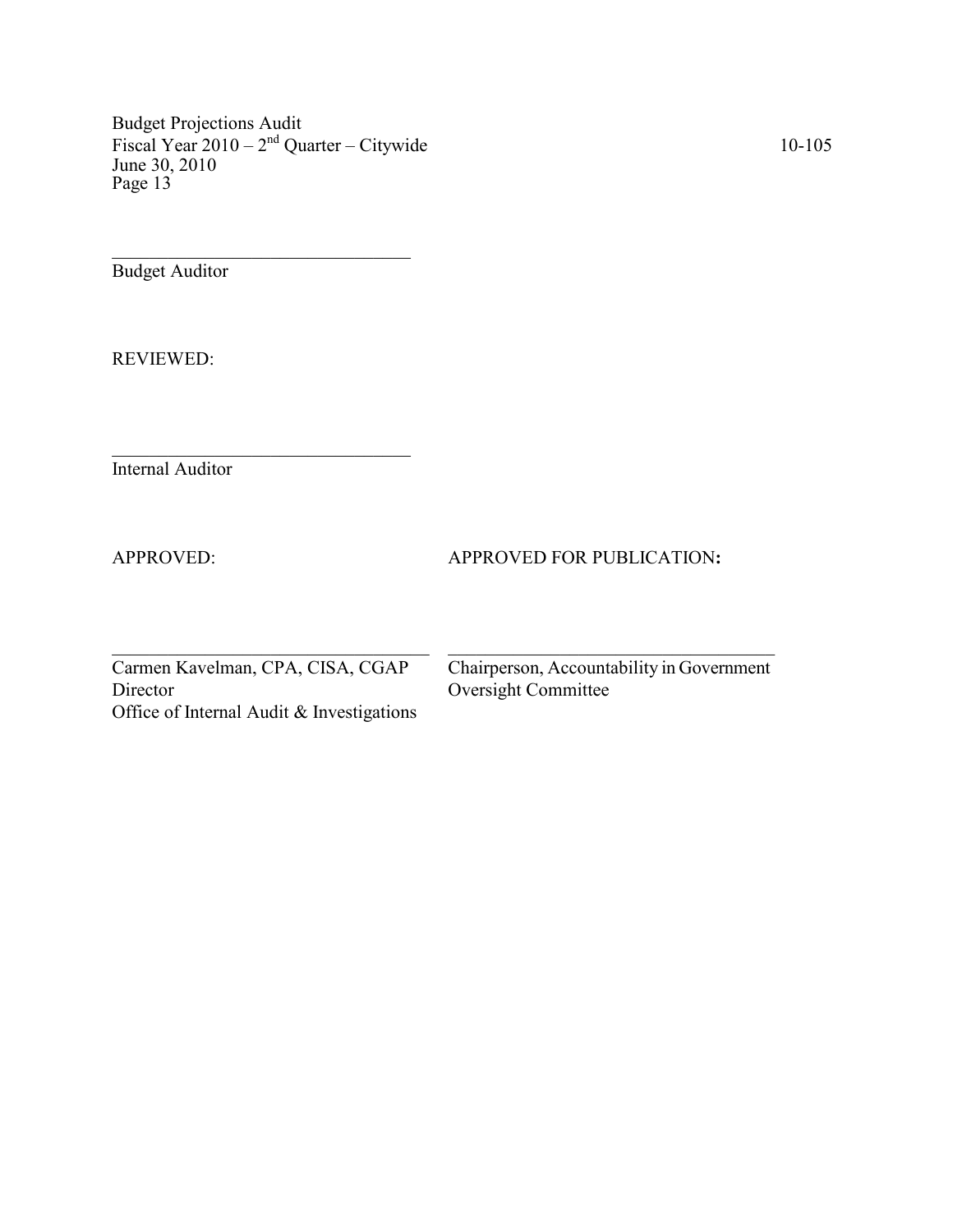\_\_\_\_\_\_\_\_\_\_\_\_\_\_\_\_\_\_\_\_\_\_\_\_\_\_\_\_\_\_\_\_\_
Budget Auditor

REVIEWED:

\_\_\_\_\_\_\_\_\_\_\_\_\_\_\_\_\_\_\_\_\_\_\_\_\_\_\_\_\_\_\_\_\_
Internal Auditor

APPROVED:

\_\_\_\_\_\_\_\_\_\_\_\_\_\_\_\_\_\_\_\_\_\_\_\_\_\_\_\_\_\_\_\_\_
Carmen Kavelman, CPA, CISA, CGAP
Director
Office of Internal Audit & Investigations

APPROVED FOR PUBLICATION**:**

\_\_\_\_\_\_\_\_\_\_\_\_\_\_\_\_\_\_\_\_\_\_\_\_\_\_\_\_\_\_\_\_\_
Chairperson, Accountability in Government Oversight Committee